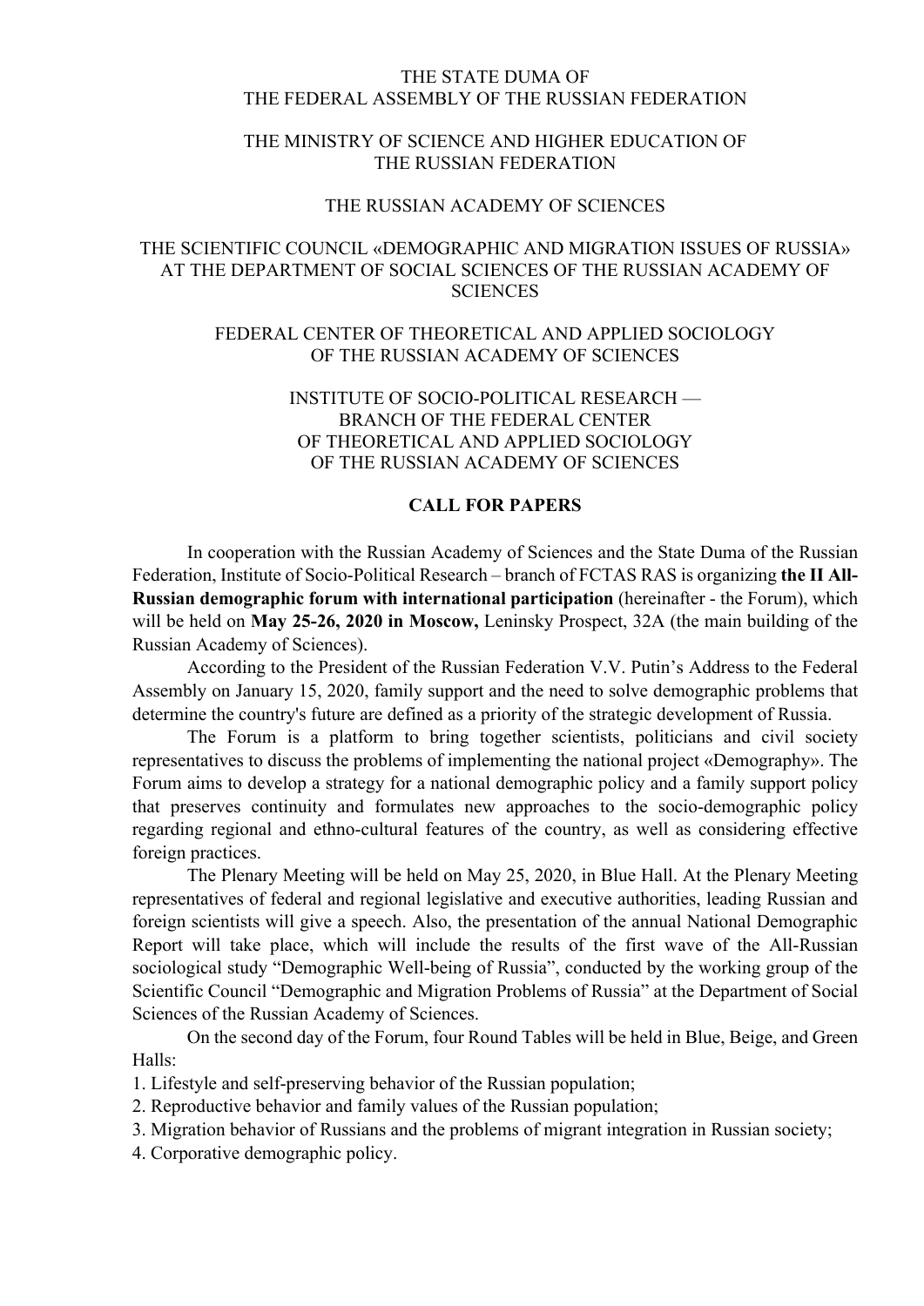THE STATE DUMA OF
THE FEDERAL ASSEMBLY OF THE RUSSIAN FEDERATION

THE MINISTRY OF SCIENCE AND HIGHER EDUCATION OF
THE RUSSIAN FEDERATION

THE RUSSIAN ACADEMY OF SCIENCES

THE SCIENTIFIC COUNCIL «DEMOGRAPHIC AND MIGRATION ISSUES OF RUSSIA» AT THE DEPARTMENT OF SOCIAL SCIENCES OF THE RUSSIAN ACADEMY OF SCIENCES

FEDERAL CENTER OF THEORETICAL AND APPLIED SOCIOLOGY
OF THE RUSSIAN ACADEMY OF SCIENCES

INSTITUTE OF SOCIO-POLITICAL RESEARCH —
BRANCH OF THE FEDERAL CENTER
OF THEORETICAL AND APPLIED SOCIOLOGY
OF THE RUSSIAN ACADEMY OF SCIENCES

## CALL FOR PAPERS

In cooperation with the Russian Academy of Sciences and the State Duma of the Russian Federation, Institute of Socio-Political Research – branch of FCTAS RAS is organizing **the II All-Russian demographic forum with international participation** (hereinafter - the Forum), which will be held on **May 25-26, 2020 in Moscow,** Leninsky Prospect, 32A (the main building of the Russian Academy of Sciences).

According to the President of the Russian Federation V.V. Putin's Address to the Federal Assembly on January 15, 2020, family support and the need to solve demographic problems that determine the country's future are defined as a priority of the strategic development of Russia.

The Forum is a platform to bring together scientists, politicians and civil society representatives to discuss the problems of implementing the national project «Demography». The Forum aims to develop a strategy for a national demographic policy and a family support policy that preserves continuity and formulates new approaches to the socio-demographic policy regarding regional and ethno-cultural features of the country, as well as considering effective foreign practices.

The Plenary Meeting will be held on May 25, 2020, in Blue Hall. At the Plenary Meeting representatives of federal and regional legislative and executive authorities, leading Russian and foreign scientists will give a speech. Also, the presentation of the annual National Demographic Report will take place, which will include the results of the first wave of the All-Russian sociological study "Demographic Well-being of Russia", conducted by the working group of the Scientific Council "Demographic and Migration Problems of Russia" at the Department of Social Sciences of the Russian Academy of Sciences.

On the second day of the Forum, four Round Tables will be held in Blue, Beige, and Green Halls:

1. Lifestyle and self-preserving behavior of the Russian population;
2. Reproductive behavior and family values of the Russian population;
3. Migration behavior of Russians and the problems of migrant integration in Russian society;
4. Corporative demographic policy.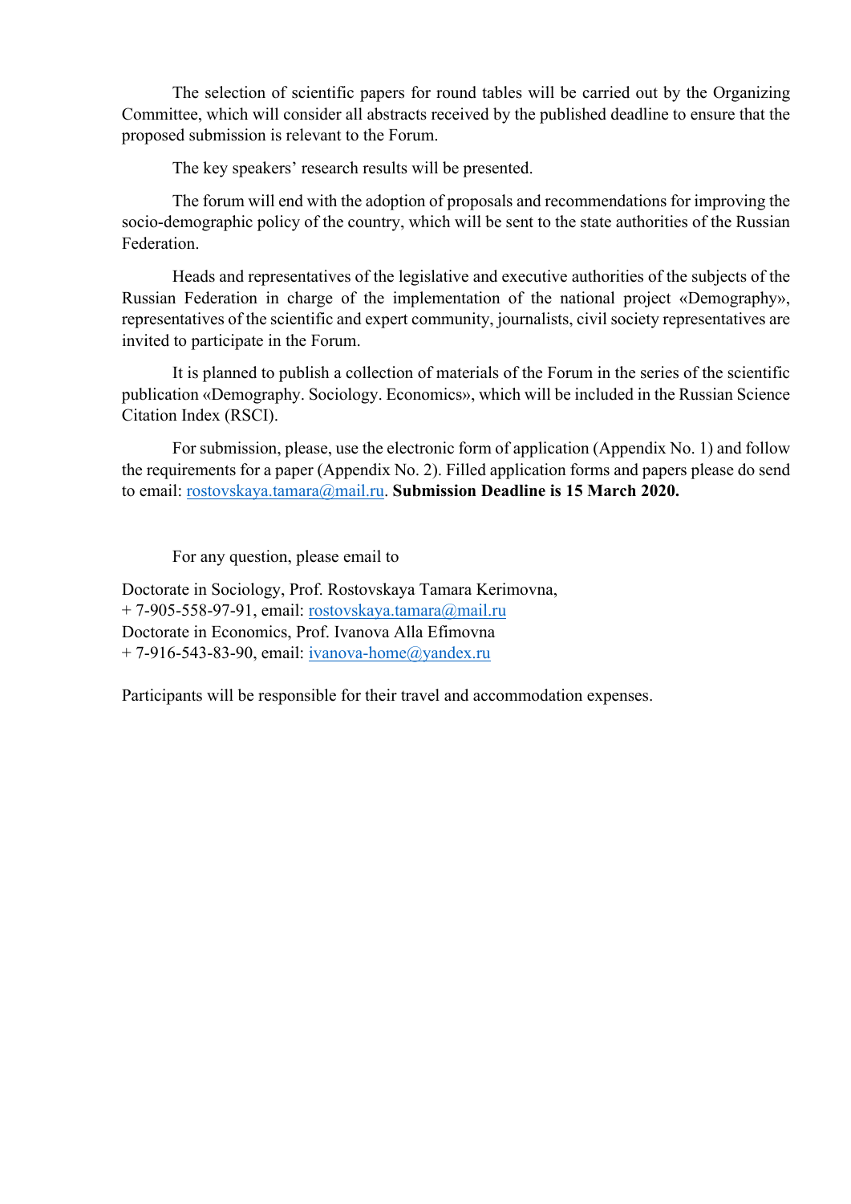The selection of scientific papers for round tables will be carried out by the Organizing Committee, which will consider all abstracts received by the published deadline to ensure that the proposed submission is relevant to the Forum.

The key speakers' research results will be presented.

The forum will end with the adoption of proposals and recommendations for improving the socio-demographic policy of the country, which will be sent to the state authorities of the Russian Federation.

Heads and representatives of the legislative and executive authorities of the subjects of the Russian Federation in charge of the implementation of the national project «Demography», representatives of the scientific and expert community, journalists, civil society representatives are invited to participate in the Forum.

It is planned to publish a collection of materials of the Forum in the series of the scientific publication «Demography. Sociology. Economics», which will be included in the Russian Science Citation Index (RSCI).

For submission, please, use the electronic form of application (Appendix No. 1) and follow the requirements for a paper (Appendix No. 2). Filled application forms and papers please do send to email: rostovskaya.tamara@mail.ru. **Submission Deadline is 15 March 2020.**

For any question, please email to

Doctorate in Sociology, Prof. Rostovskaya Tamara Kerimovna,
+ 7-905-558-97-91, email: rostovskaya.tamara@mail.ru
Doctorate in Economics, Prof. Ivanova Alla Efimovna
+ 7-916-543-83-90, email: ivanova-home@yandex.ru

Participants will be responsible for their travel and accommodation expenses.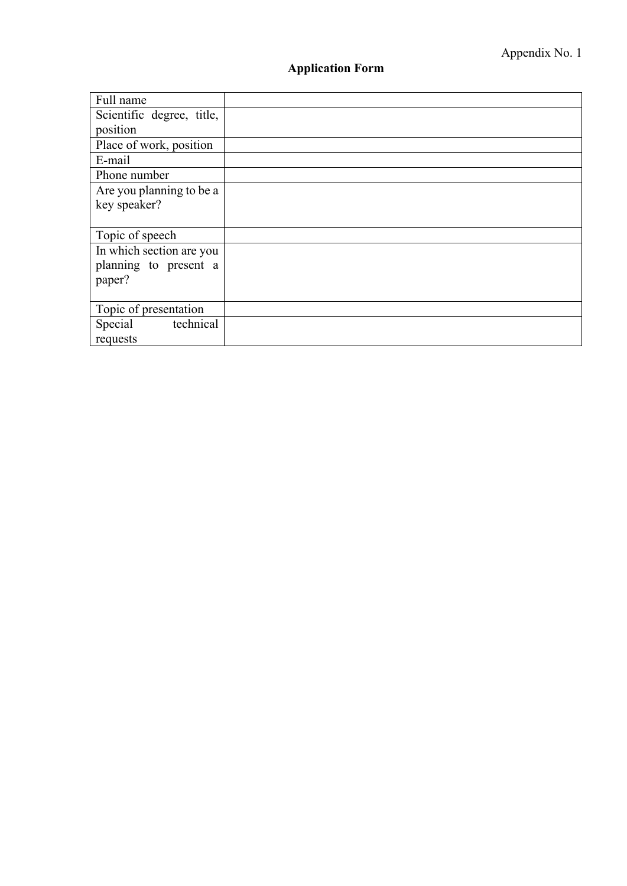Appendix No. 1

**Application Form**

| | |
|---|---|
| Full name | |
| Scientific degree, title, position | |
| Place of work, position | |
| E-mail | |
| Phone number | |
| Are you planning to be a key speaker? | |
| Topic of speech | |
| In which section are you planning to present a paper? | |
| Topic of presentation | |
| Special technical requests | |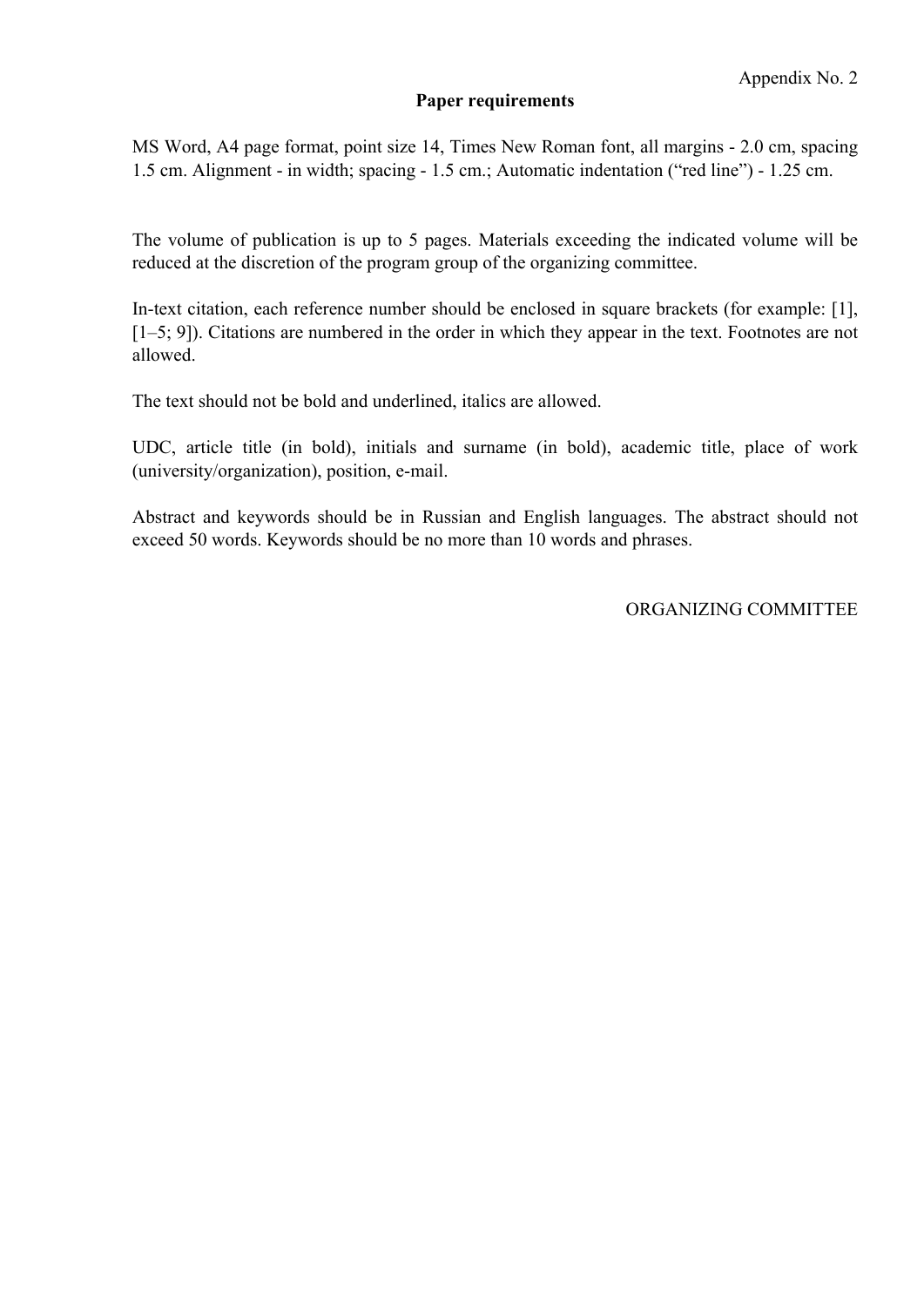Appendix No. 2

## Paper requirements

MS Word, A4 page format, point size 14, Times New Roman font, all margins - 2.0 cm, spacing 1.5 cm. Alignment - in width; spacing - 1.5 cm.; Automatic indentation (“red line”) - 1.25 cm.

The volume of publication is up to 5 pages. Materials exceeding the indicated volume will be reduced at the discretion of the program group of the organizing committee.

In-text citation, each reference number should be enclosed in square brackets (for example: [1], [1–5; 9]). Citations are numbered in the order in which they appear in the text. Footnotes are not allowed.

The text should not be bold and underlined, italics are allowed.

UDC, article title (in bold), initials and surname (in bold), academic title, place of work (university/organization), position, e-mail.

Abstract and keywords should be in Russian and English languages. The abstract should not exceed 50 words. Keywords should be no more than 10 words and phrases.

ORGANIZING COMMITTEE